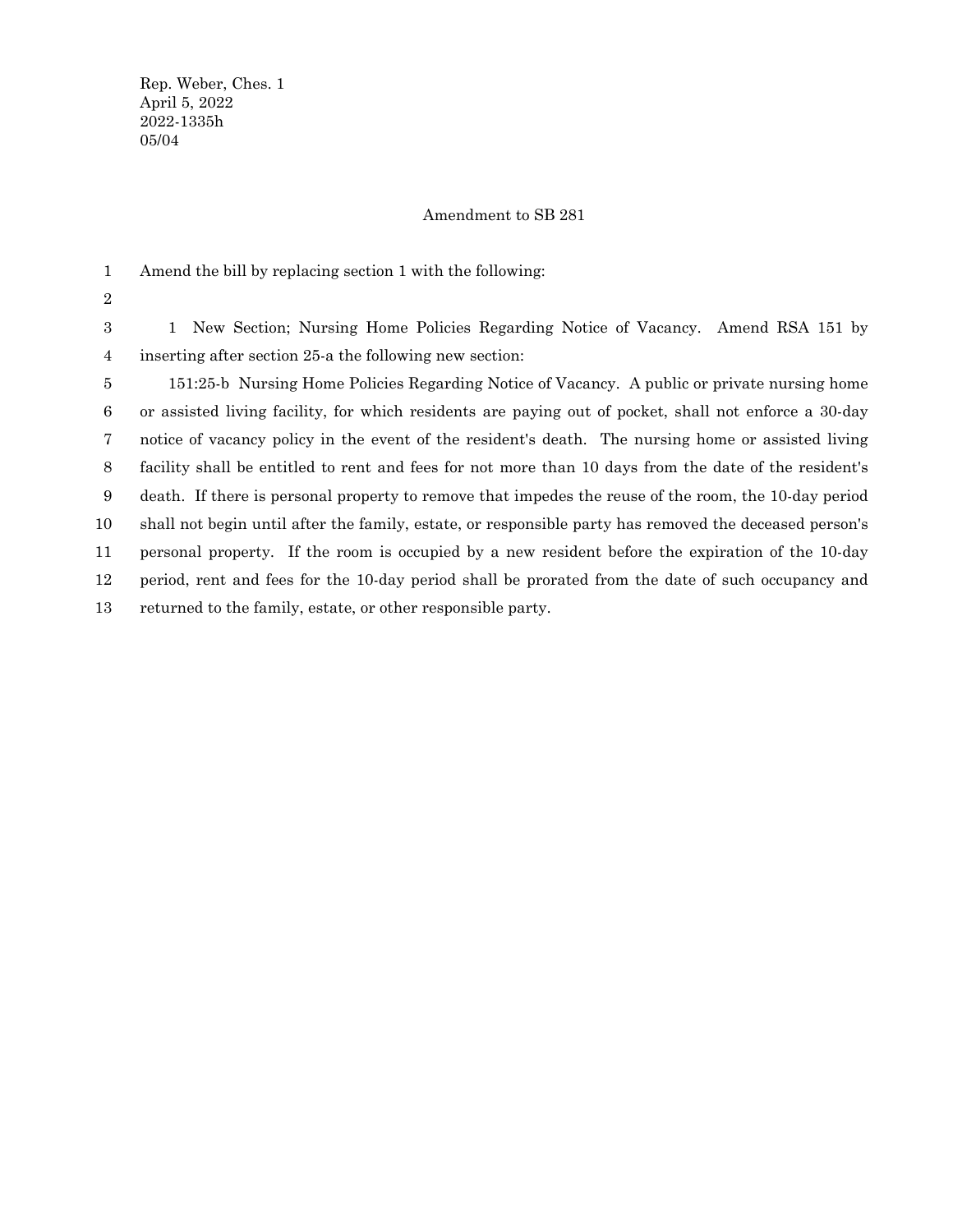Rep. Weber, Ches. 1
April 5, 2022
2022-1335h
05/04

Amendment to SB 281

Amend the bill by replacing section 1 with the following:

1 New Section; Nursing Home Policies Regarding Notice of Vacancy. Amend RSA 151 by inserting after section 25-a the following new section:

151:25-b Nursing Home Policies Regarding Notice of Vacancy. A public or private nursing home or assisted living facility, for which residents are paying out of pocket, shall not enforce a 30-day notice of vacancy policy in the event of the resident's death. The nursing home or assisted living facility shall be entitled to rent and fees for not more than 10 days from the date of the resident's death. If there is personal property to remove that impedes the reuse of the room, the 10-day period shall not begin until after the family, estate, or responsible party has removed the deceased person's personal property. If the room is occupied by a new resident before the expiration of the 10-day period, rent and fees for the 10-day period shall be prorated from the date of such occupancy and returned to the family, estate, or other responsible party.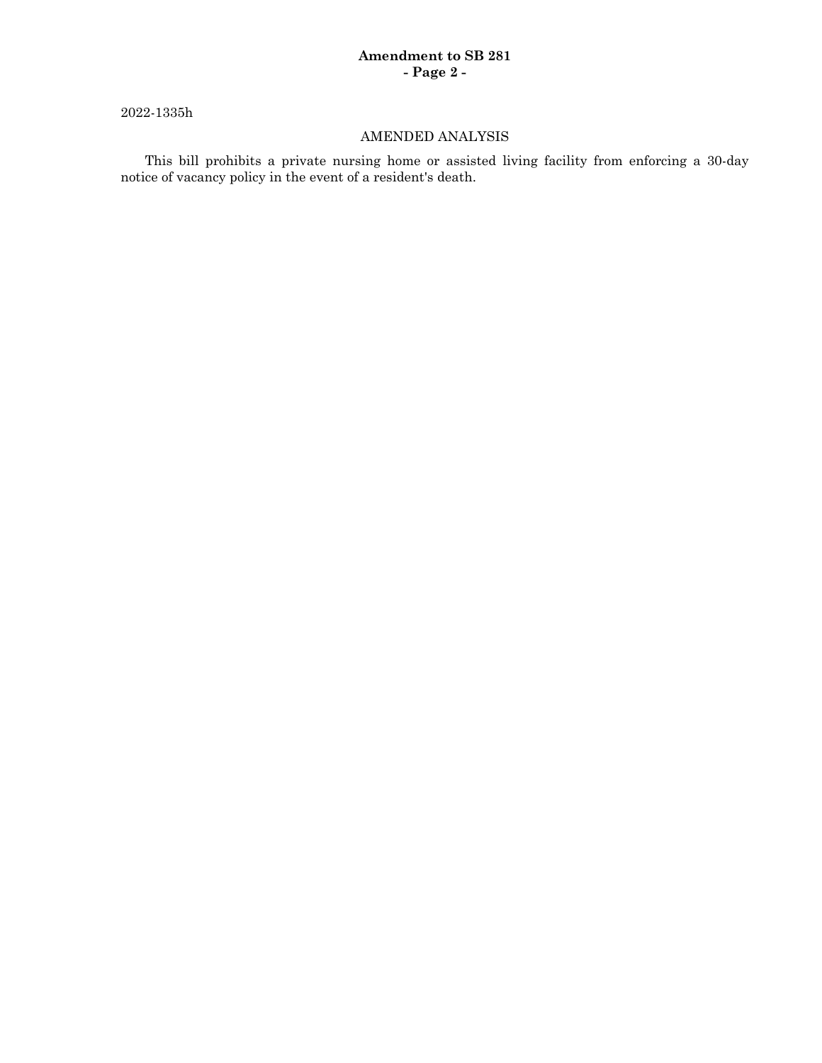2022-1335h

## AMENDED ANALYSIS

This bill prohibits a private nursing home or assisted living facility from enforcing a 30-day notice of vacancy policy in the event of a resident's death.